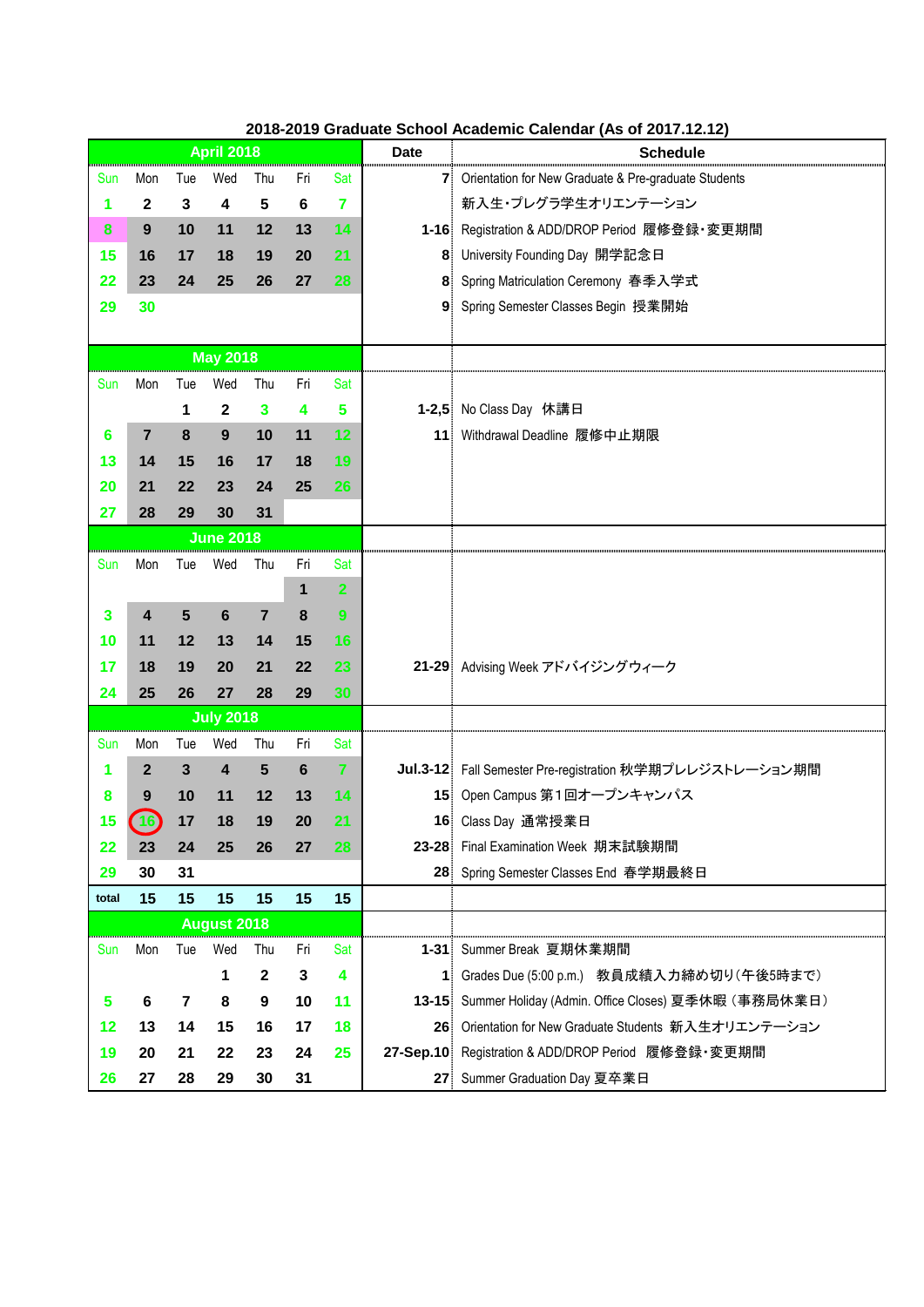# 2018-2019 Graduate School Academic Calendar (As of 2017.12.12)

| April 2018 | | | | | | | Date | Schedule |
|---|---|---|---|---|---|---|---|---|
| Sun | Mon | Tue | Wed | Thu | Fri | Sat | 7 | Orientation for New Graduate & Pre-graduate Students |
| 1 | 2 | 3 | 4 | 5 | 6 | 7 | | 新入生･プレグラ学生オリエンテーション |
| 8 | 9 | 10 | 11 | 12 | 13 | 14 | 1-16 | Registration & ADD/DROP Period 履修登録･変更期間 |
| 15 | 16 | 17 | 18 | 19 | 20 | 21 | 8 | University Founding Day 開学記念日 |
| 22 | 23 | 24 | 25 | 26 | 27 | 28 | 8 | Spring Matriculation Ceremony 春季入学式 |
| 29 | 30 | | | | | | 9 | Spring Semester Classes Begin 授業開始 |
| **May 2018** | | | | | | | | |
| Sun | Mon | Tue | Wed | Thu | Fri | Sat | | |
| | | 1 | 2 | 3 | 4 | 5 | 1-2,5 | No Class Day 休講日 |
| 6 | 7 | 8 | 9 | 10 | 11 | 12 | 11 | Withdrawal Deadline 履修中止期限 |
| 13 | 14 | 15 | 16 | 17 | 18 | 19 | | |
| 20 | 21 | 22 | 23 | 24 | 25 | 26 | | |
| 27 | 28 | 29 | 30 | 31 | | | | |
| **June 2018** | | | | | | | | |
| Sun | Mon | Tue | Wed | Thu | Fri | Sat | | |
| | | | | | 1 | 2 | | |
| 3 | 4 | 5 | 6 | 7 | 8 | 9 | | |
| 10 | 11 | 12 | 13 | 14 | 15 | 16 | | |
| 17 | 18 | 19 | 20 | 21 | 22 | 23 | 21-29 | Advising Week アドバイジングウィーク |
| 24 | 25 | 26 | 27 | 28 | 29 | 30 | | |
| **July 2018** | | | | | | | | |
| Sun | Mon | Tue | Wed | Thu | Fri | Sat | | |
| 1 | 2 | 3 | 4 | 5 | 6 | 7 | Jul.3-12 | Fall Semester Pre-registration 秋学期プレレジストレーション期間 |
| 8 | 9 | 10 | 11 | 12 | 13 | 14 | 15 | Open Campus 第１回オープンキャンパス |
| 15 | 16 | 17 | 18 | 19 | 20 | 21 | 16 | Class Day 通常授業日 |
| 22 | 23 | 24 | 25 | 26 | 27 | 28 | 23-28 | Final Examination Week 期末試験期間 |
| 29 | 30 | 31 | | | | | 28 | Spring Semester Classes End 春学期最終日 |
| total | 15 | 15 | 15 | 15 | 15 | 15 | | |
| **August 2018** | | | | | | | | |
| Sun | Mon | Tue | Wed | Thu | Fri | Sat | 1-31 | Summer Break 夏期休業期間 |
| | | | 1 | 2 | 3 | 4 | 1 | Grades Due (5:00 p.m.) 教員成績入力締め切り(午後5時まで) |
| 5 | 6 | 7 | 8 | 9 | 10 | 11 | 13-15 | Summer Holiday (Admin. Office Closes) 夏季休暇（事務局休業日） |
| 12 | 13 | 14 | 15 | 16 | 17 | 18 | 26 | Orientation for New Graduate Students 新入生オリエンテーション |
| 19 | 20 | 21 | 22 | 23 | 24 | 25 | 27-Sep.10 | Registration & ADD/DROP Period 履修登録･変更期間 |
| 26 | 27 | 28 | 29 | 30 | 31 | | 27 | Summer Graduation Day 夏卒業日 |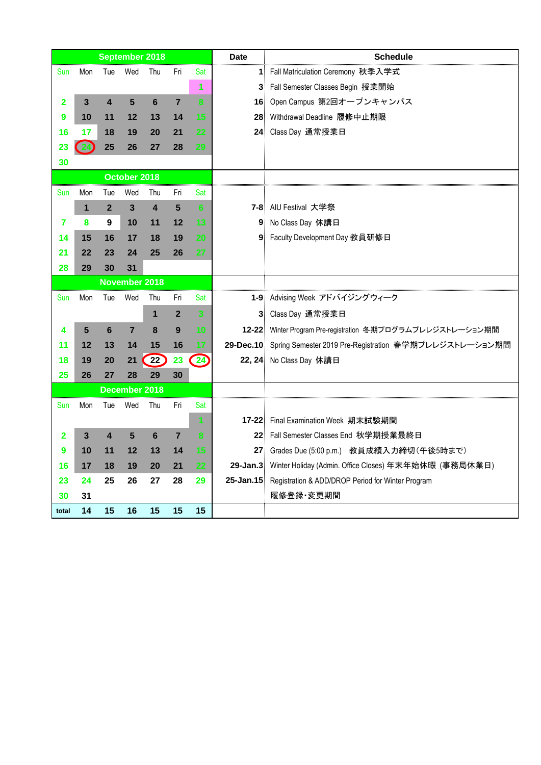| September 2018 | | | | | | | Date | Schedule |
|---|---|---|---|---|---|---|---|---|
| Sun | Mon | Tue | Wed | Thu | Fri | Sat | 1 | Fall Matriculation Ceremony 秋季入学式 |
| | | | | | | 1 | 3 | Fall Semester Classes Begin 授業開始 |
| 2 | 3 | 4 | 5 | 6 | 7 | 8 | 16 | Open Campus 第2回オープンキャンパス |
| 9 | 10 | 11 | 12 | 13 | 14 | 15 | 28 | Withdrawal Deadline 履修中止期限 |
| 16 | 17 | 18 | 19 | 20 | 21 | 22 | 24 | Class Day 通常授業日 |
| 23 | 24 | 25 | 26 | 27 | 28 | 29 | | |
| 30 | | | | | | | | |
| **October 2018** | | | | | | | | |
| Sun | Mon | Tue | Wed | Thu | Fri | Sat | | |
| | 1 | 2 | 3 | 4 | 5 | 6 | 7-8 | AIU Festival 大学祭 |
| 7 | 8 | 9 | 10 | 11 | 12 | 13 | 9 | No Class Day 休講日 |
| 14 | 15 | 16 | 17 | 18 | 19 | 20 | 9 | Faculty Development Day 教員研修日 |
| 21 | 22 | 23 | 24 | 25 | 26 | 27 | | |
| 28 | 29 | 30 | 31 | | | | | |
| **November 2018** | | | | | | | | |
| Sun | Mon | Tue | Wed | Thu | Fri | Sat | 1-9 | Advising Week アドバイジングウィーク |
| | | | | 1 | 2 | 3 | 3 | Class Day 通常授業日 |
| 4 | 5 | 6 | 7 | 8 | 9 | 10 | 12-22 | Winter Program Pre-registration 冬期プログラムプレジストレーション期間 |
| 11 | 12 | 13 | 14 | 15 | 16 | 17 | 29-Dec.10 | Spring Semester 2019 Pre-Registration 春学期プレレジストレーション期間 |
| 18 | 19 | 20 | 21 | 22 | 23 | 24 | 22, 24 | No Class Day 休講日 |
| 25 | 26 | 27 | 28 | 29 | 30 | | | |
| **December 2018** | | | | | | | | |
| Sun | Mon | Tue | Wed | Thu | Fri | Sat | | |
| | | | | | | 1 | 17-22 | Final Examination Week 期末試験期間 |
| 2 | 3 | 4 | 5 | 6 | 7 | 8 | 22 | Fall Semester Classes End 秋学期授業最終日 |
| 9 | 10 | 11 | 12 | 13 | 14 | 15 | 27 | Grades Due (5:00 p.m.) 教員成績入力締切(午後5時まで) |
| 16 | 17 | 18 | 19 | 20 | 21 | 22 | 29-Jan.3 | Winter Holiday (Admin. Office Closes) 年末年始休暇 (事務局休業日) |
| 23 | 24 | 25 | 26 | 27 | 28 | 29 | 25-Jan.15 | Registration & ADD/DROP Period for Winter Program |
| 30 | 31 | | | | | | | 履修登録・変更期間 |
| total | 14 | 15 | 16 | 15 | 15 | 15 | | |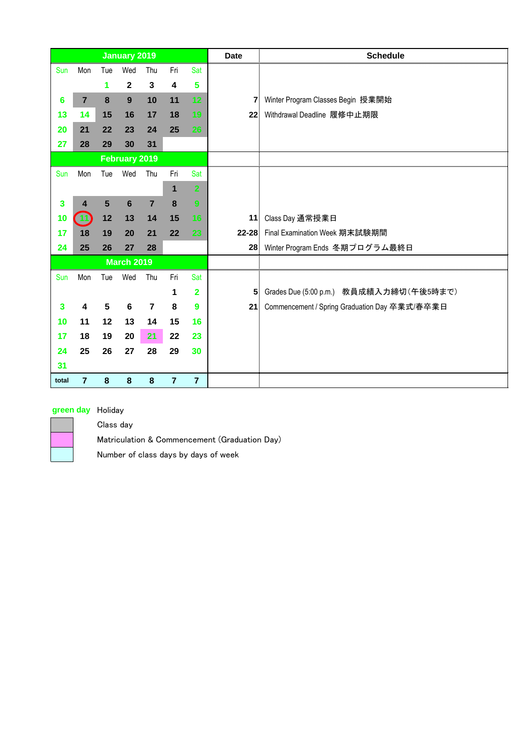| January 2019 | | | | | | | Date | Schedule |
|---|---|---|---|---|---|---|---|---|
| Sun | Mon | Tue | Wed | Thu | Fri | Sat | | |
| | | 1 | 2 | 3 | 4 | 5 | | |
| 6 | 7 | 8 | 9 | 10 | 11 | 12 | 7 | Winter Program Classes Begin 授業開始 |
| 13 | 14 | 15 | 16 | 17 | 18 | 19 | 22 | Withdrawal Deadline 履修中止期限 |
| 20 | 21 | 22 | 23 | 24 | 25 | 26 | | |
| 27 | 28 | 29 | 30 | 31 | | | | |
| February 2019 | | | | | | | | |
| Sun | Mon | Tue | Wed | Thu | Fri | Sat | | |
| | | | | | 1 | 2 | | |
| 3 | 4 | 5 | 6 | 7 | 8 | 9 | | |
| 10 | 11 | 12 | 13 | 14 | 15 | 16 | 11 | Class Day 通常授業日 |
| 17 | 18 | 19 | 20 | 21 | 22 | 23 | 22-28 | Final Examination Week 期末試験期間 |
| 24 | 25 | 26 | 27 | 28 | | | 28 | Winter Program Ends 冬期プログラム最終日 |
| March 2019 | | | | | | | | |
| Sun | Mon | Tue | Wed | Thu | Fri | Sat | | |
| | | | | | 1 | 2 | 5 | Grades Due (5:00 p.m.) 教員成績入力締切(午後5時まで) |
| 3 | 4 | 5 | 6 | 7 | 8 | 9 | 21 | Commencement / Spring Graduation Day 卒業式/春卒業日 |
| 10 | 11 | 12 | 13 | 14 | 15 | 16 | | |
| 17 | 18 | 19 | 20 | 21 | 22 | 23 | | |
| 24 | 25 | 26 | 27 | 28 | 29 | 30 | | |
| 31 | | | | | | | | |
| total | 7 | 8 | 8 | 8 | 7 | 7 | | |

| | |
|---|---|
| green day | Holiday |
| (gray) | Class day |
| (pink) | Matriculation & Commencement (Graduation Day) |
| (light blue) | Number of class days by days of week |